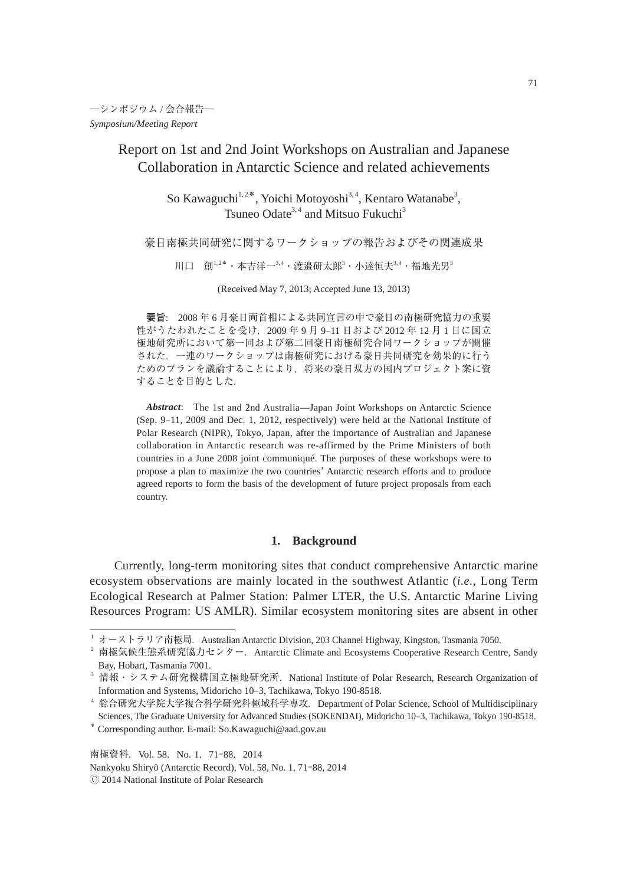—シンポジウム / 会合報告—
*Symposium/Meeting Report*

# Report on 1st and 2nd Joint Workshops on Australian and Japanese Collaboration in Antarctic Science and related achievements

So Kawaguchi[1,2*], Yoichi Motoyoshi[3,4], Kentaro Watanabe[3], Tsuneo Odate[3,4] and Mitsuo Fukuchi[3]

豪日南極共同研究に関するワークショップの報告およびその関連成果

川口　創[1,2*]・本吉洋一[3,4]・渡邉研太郎[3]・小達恒夫[3,4]・福地光男[3]

(Received May 7, 2013; Accepted June 13, 2013)

**要旨**:　2008 年 6 月豪日両首相による共同宣言の中で豪日の南極研究協力の重要性がうたわれたことを受け，2009 年 9 月 9–11 日および 2012 年 12 月 1 日に国立極地研究所において第一回および第二回豪日南極研究合同ワークショップが開催された．一連のワークショップは南極研究における豪日共同研究を効果的に行うためのプランを議論することにより，将来の豪日双方の国内プロジェクト案に資することを目的とした．

***Abstract***:　The 1st and 2nd Australia—Japan Joint Workshops on Antarctic Science (Sep. 9–11, 2009 and Dec. 1, 2012, respectively) were held at the National Institute of Polar Research (NIPR), Tokyo, Japan, after the importance of Australian and Japanese collaboration in Antarctic research was re-affirmed by the Prime Ministers of both countries in a June 2008 joint communiqué. The purposes of these workshops were to propose a plan to maximize the two countries' Antarctic research efforts and to produce agreed reports to form the basis of the development of future project proposals from each country.

## 1.　Background

Currently, long-term monitoring sites that conduct comprehensive Antarctic marine ecosystem observations are mainly located in the southwest Atlantic (*i.e.*, Long Term Ecological Research at Palmer Station: Palmer LTER, the U.S. Antarctic Marine Living Resources Program: US AMLR). Similar ecosystem monitoring sites are absent in other

---

[1] オーストラリア南極局．Australian Antarctic Division, 203 Channel Highway, Kingston, Tasmania 7050.
[2] 南極気候生態系研究協力センター．Antarctic Climate and Ecosystems Cooperative Research Centre, Sandy Bay, Hobart, Tasmania 7001.
[3] 情報・システム研究機構国立極地研究所．National Institute of Polar Research, Research Organization of Information and Systems, Midoricho 10–3, Tachikawa, Tokyo 190-8518.
[4] 総合研究大学院大学複合科学研究科極域科学専攻．Department of Polar Science, School of Multidisciplinary Sciences, The Graduate University for Advanced Studies (SOKENDAI), Midoricho 10–3, Tachikawa, Tokyo 190-8518.
* Corresponding author. E-mail: So.Kawaguchi@aad.gov.au

南極資料，Vol. 58，No. 1，71–88，2014
Nankyoku Shiryô (Antarctic Record), Vol. 58, No. 1, 71–88, 2014
Ⓒ 2014 National Institute of Polar Research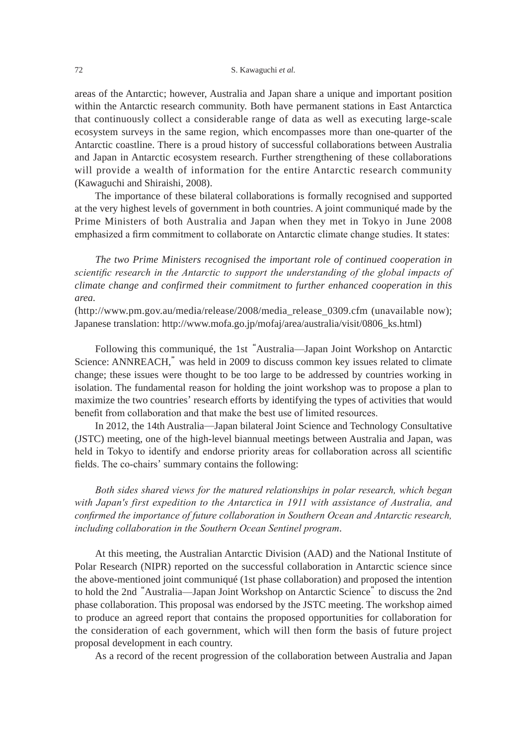areas of the Antarctic; however, Australia and Japan share a unique and important position within the Antarctic research community. Both have permanent stations in East Antarctica that continuously collect a considerable range of data as well as executing large-scale ecosystem surveys in the same region, which encompasses more than one-quarter of the Antarctic coastline. There is a proud history of successful collaborations between Australia and Japan in Antarctic ecosystem research. Further strengthening of these collaborations will provide a wealth of information for the entire Antarctic research community (Kawaguchi and Shiraishi, 2008).

The importance of these bilateral collaborations is formally recognised and supported at the very highest levels of government in both countries. A joint communiqué made by the Prime Ministers of both Australia and Japan when they met in Tokyo in June 2008 emphasized a firm commitment to collaborate on Antarctic climate change studies. It states:

> *The two Prime Ministers recognised the important role of continued cooperation in scientific research in the Antarctic to support the understanding of the global impacts of climate change and confirmed their commitment to further enhanced cooperation in this area.*
>
> (http://www.pm.gov.au/media/release/2008/media_release_0309.cfm (unavailable now); Japanese translation: http://www.mofa.go.jp/mofaj/area/australia/visit/0806_ks.html)

Following this communiqué, the 1st "Australia—Japan Joint Workshop on Antarctic Science: ANNREACH," was held in 2009 to discuss common key issues related to climate change; these issues were thought to be too large to be addressed by countries working in isolation. The fundamental reason for holding the joint workshop was to propose a plan to maximize the two countries' research efforts by identifying the types of activities that would benefit from collaboration and that make the best use of limited resources.

In 2012, the 14th Australia—Japan bilateral Joint Science and Technology Consultative (JSTC) meeting, one of the high-level biannual meetings between Australia and Japan, was held in Tokyo to identify and endorse priority areas for collaboration across all scientific fields. The co-chairs' summary contains the following:

> *Both sides shared views for the matured relationships in polar research, which began with Japan's first expedition to the Antarctica in 1911 with assistance of Australia, and confirmed the importance of future collaboration in Southern Ocean and Antarctic research, including collaboration in the Southern Ocean Sentinel program*.

At this meeting, the Australian Antarctic Division (AAD) and the National Institute of Polar Research (NIPR) reported on the successful collaboration in Antarctic science since the above-mentioned joint communiqué (1st phase collaboration) and proposed the intention to hold the 2nd "Australia—Japan Joint Workshop on Antarctic Science" to discuss the 2nd phase collaboration. This proposal was endorsed by the JSTC meeting. The workshop aimed to produce an agreed report that contains the proposed opportunities for collaboration for the consideration of each government, which will then form the basis of future project proposal development in each country.

As a record of the recent progression of the collaboration between Australia and Japan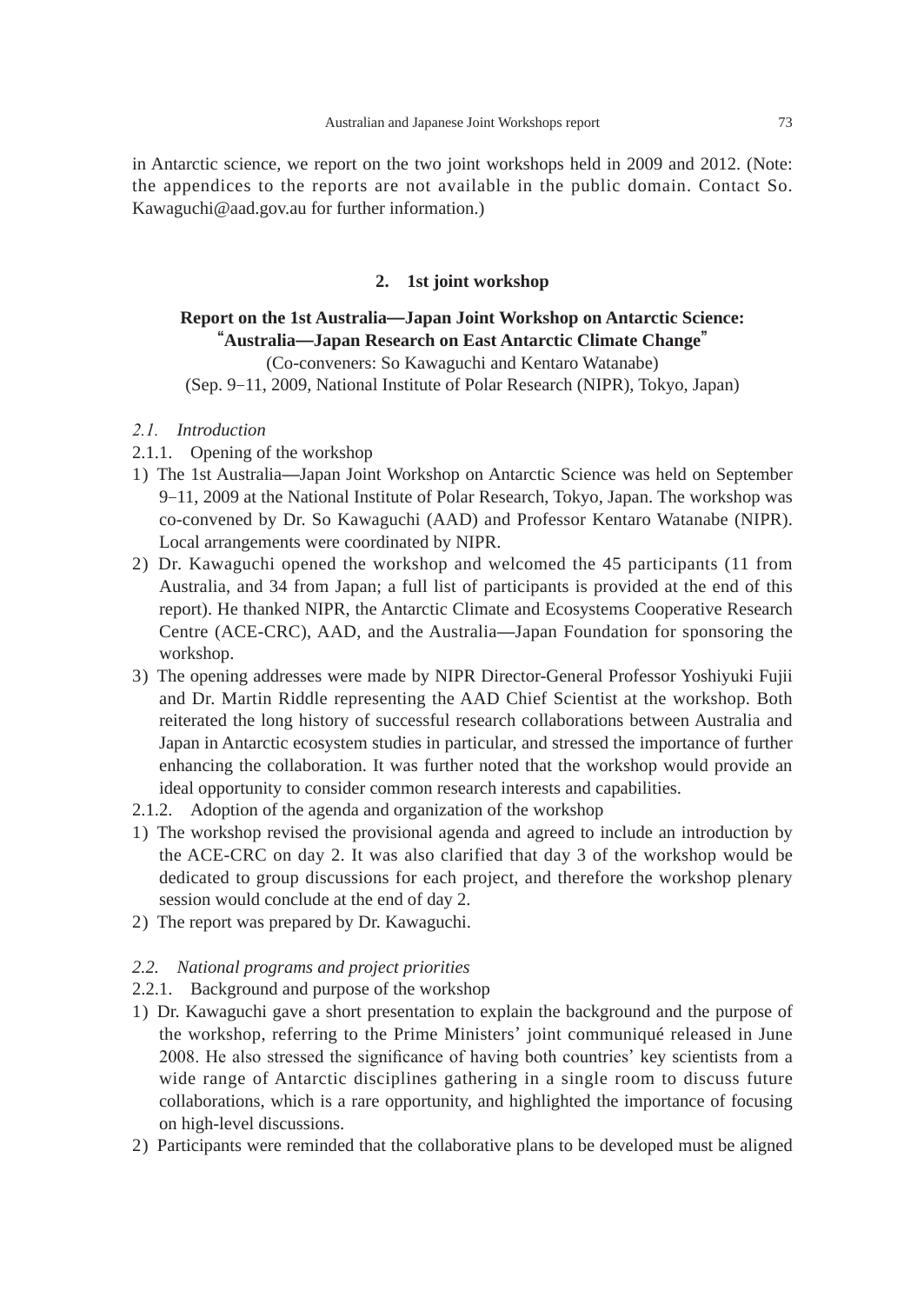in Antarctic science, we report on the two joint workshops held in 2009 and 2012. (Note: the appendices to the reports are not available in the public domain. Contact So. Kawaguchi@aad.gov.au for further information.)

## 2. 1st joint workshop

**Report on the 1st Australia—Japan Joint Workshop on Antarctic Science: "Australia—Japan Research on East Antarctic Climate Change"**

(Co-conveners: So Kawaguchi and Kentaro Watanabe)

(Sep. 9–11, 2009, National Institute of Polar Research (NIPR), Tokyo, Japan)

### *2.1. Introduction*

2.1.1. Opening of the workshop

1) The 1st Australia—Japan Joint Workshop on Antarctic Science was held on September 9–11, 2009 at the National Institute of Polar Research, Tokyo, Japan. The workshop was co-convened by Dr. So Kawaguchi (AAD) and Professor Kentaro Watanabe (NIPR). Local arrangements were coordinated by NIPR.
2) Dr. Kawaguchi opened the workshop and welcomed the 45 participants (11 from Australia, and 34 from Japan; a full list of participants is provided at the end of this report). He thanked NIPR, the Antarctic Climate and Ecosystems Cooperative Research Centre (ACE-CRC), AAD, and the Australia—Japan Foundation for sponsoring the workshop.
3) The opening addresses were made by NIPR Director-General Professor Yoshiyuki Fujii and Dr. Martin Riddle representing the AAD Chief Scientist at the workshop. Both reiterated the long history of successful research collaborations between Australia and Japan in Antarctic ecosystem studies in particular, and stressed the importance of further enhancing the collaboration. It was further noted that the workshop would provide an ideal opportunity to consider common research interests and capabilities.

2.1.2. Adoption of the agenda and organization of the workshop

1) The workshop revised the provisional agenda and agreed to include an introduction by the ACE-CRC on day 2. It was also clarified that day 3 of the workshop would be dedicated to group discussions for each project, and therefore the workshop plenary session would conclude at the end of day 2.
2) The report was prepared by Dr. Kawaguchi.

### *2.2. National programs and project priorities*

2.2.1. Background and purpose of the workshop

1) Dr. Kawaguchi gave a short presentation to explain the background and the purpose of the workshop, referring to the Prime Ministers' joint communiqué released in June 2008. He also stressed the significance of having both countries' key scientists from a wide range of Antarctic disciplines gathering in a single room to discuss future collaborations, which is a rare opportunity, and highlighted the importance of focusing on high-level discussions.
2) Participants were reminded that the collaborative plans to be developed must be aligned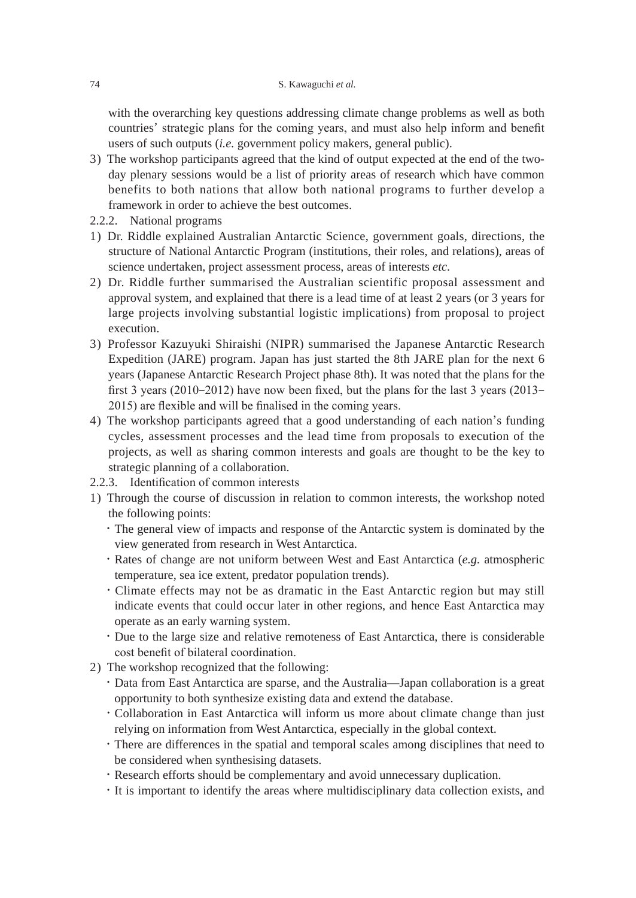with the overarching key questions addressing climate change problems as well as both countries' strategic plans for the coming years, and must also help inform and benefit users of such outputs (*i.e.* government policy makers, general public).

3) The workshop participants agreed that the kind of output expected at the end of the two-day plenary sessions would be a list of priority areas of research which have common benefits to both nations that allow both national programs to further develop a framework in order to achieve the best outcomes.

2.2.2. National programs

1) Dr. Riddle explained Australian Antarctic Science, government goals, directions, the structure of National Antarctic Program (institutions, their roles, and relations), areas of science undertaken, project assessment process, areas of interests *etc*.
2) Dr. Riddle further summarised the Australian scientific proposal assessment and approval system, and explained that there is a lead time of at least 2 years (or 3 years for large projects involving substantial logistic implications) from proposal to project execution.
3) Professor Kazuyuki Shiraishi (NIPR) summarised the Japanese Antarctic Research Expedition (JARE) program. Japan has just started the 8th JARE plan for the next 6 years (Japanese Antarctic Research Project phase 8th). It was noted that the plans for the first 3 years (2010–2012) have now been fixed, but the plans for the last 3 years (2013–2015) are flexible and will be finalised in the coming years.
4) The workshop participants agreed that a good understanding of each nation's funding cycles, assessment processes and the lead time from proposals to execution of the projects, as well as sharing common interests and goals are thought to be the key to strategic planning of a collaboration.

2.2.3. Identification of common interests

1) Through the course of discussion in relation to common interests, the workshop noted the following points:
   - The general view of impacts and response of the Antarctic system is dominated by the view generated from research in West Antarctica.
   - Rates of change are not uniform between West and East Antarctica (*e.g.* atmospheric temperature, sea ice extent, predator population trends).
   - Climate effects may not be as dramatic in the East Antarctic region but may still indicate events that could occur later in other regions, and hence East Antarctica may operate as an early warning system.
   - Due to the large size and relative remoteness of East Antarctica, there is considerable cost benefit of bilateral coordination.
2) The workshop recognized that the following:
   - Data from East Antarctica are sparse, and the Australia—Japan collaboration is a great opportunity to both synthesize existing data and extend the database.
   - Collaboration in East Antarctica will inform us more about climate change than just relying on information from West Antarctica, especially in the global context.
   - There are differences in the spatial and temporal scales among disciplines that need to be considered when synthesising datasets.
   - Research efforts should be complementary and avoid unnecessary duplication.
   - It is important to identify the areas where multidisciplinary data collection exists, and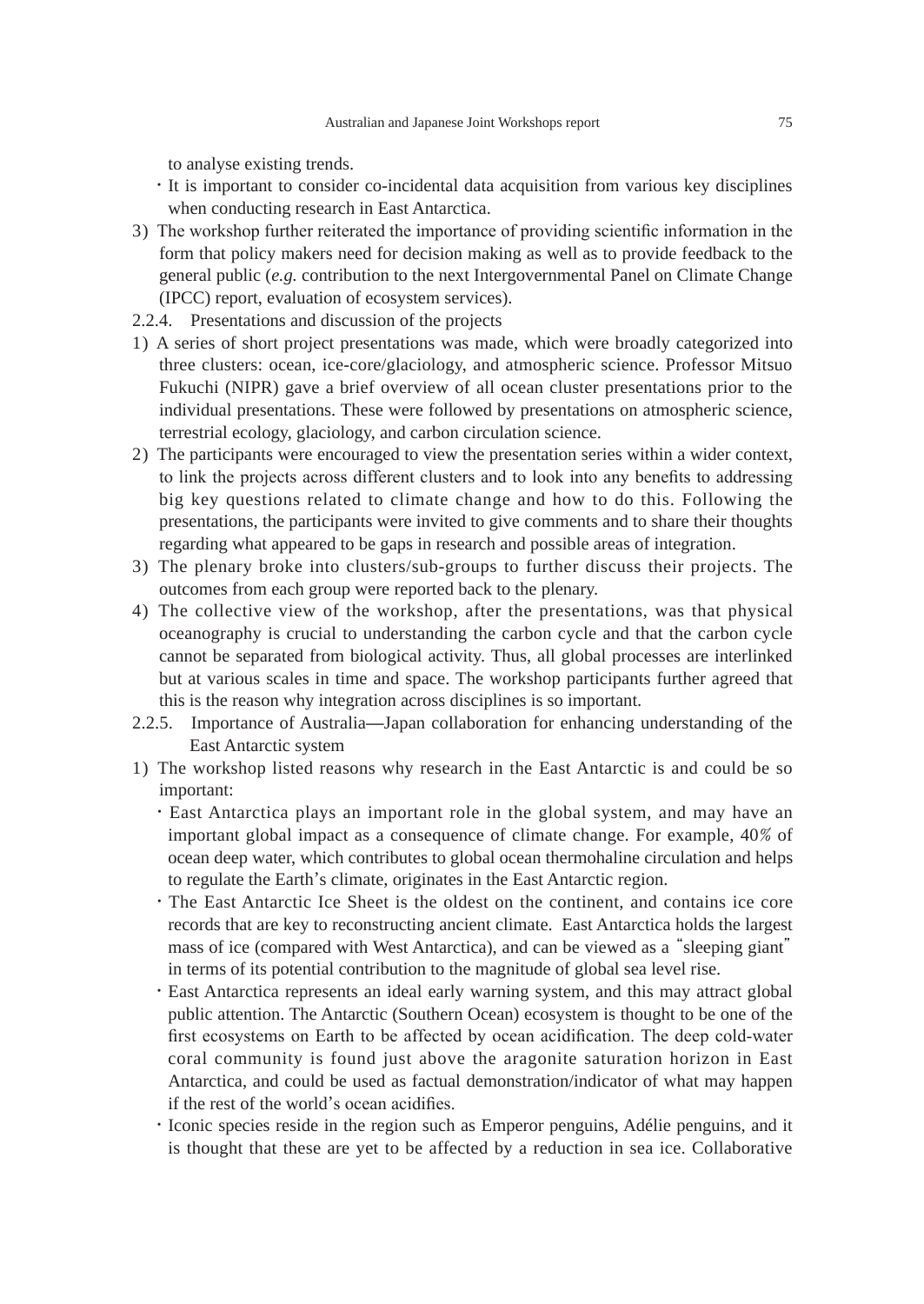to analyse existing trends.

- It is important to consider co-incidental data acquisition from various key disciplines when conducting research in East Antarctica.

3) The workshop further reiterated the importance of providing scientific information in the form that policy makers need for decision making as well as to provide feedback to the general public (*e.g.* contribution to the next Intergovernmental Panel on Climate Change (IPCC) report, evaluation of ecosystem services).

2.2.4. Presentations and discussion of the projects

1) A series of short project presentations was made, which were broadly categorized into three clusters: ocean, ice-core/glaciology, and atmospheric science. Professor Mitsuo Fukuchi (NIPR) gave a brief overview of all ocean cluster presentations prior to the individual presentations. These were followed by presentations on atmospheric science, terrestrial ecology, glaciology, and carbon circulation science.

2) The participants were encouraged to view the presentation series within a wider context, to link the projects across different clusters and to look into any benefits to addressing big key questions related to climate change and how to do this. Following the presentations, the participants were invited to give comments and to share their thoughts regarding what appeared to be gaps in research and possible areas of integration.

3) The plenary broke into clusters/sub-groups to further discuss their projects. The outcomes from each group were reported back to the plenary.

4) The collective view of the workshop, after the presentations, was that physical oceanography is crucial to understanding the carbon cycle and that the carbon cycle cannot be separated from biological activity. Thus, all global processes are interlinked but at various scales in time and space. The workshop participants further agreed that this is the reason why integration across disciplines is so important.

2.2.5. Importance of Australia—Japan collaboration for enhancing understanding of the East Antarctic system

1) The workshop listed reasons why research in the East Antarctic is and could be so important:

- East Antarctica plays an important role in the global system, and may have an important global impact as a consequence of climate change. For example, 40% of ocean deep water, which contributes to global ocean thermohaline circulation and helps to regulate the Earth's climate, originates in the East Antarctic region.
- The East Antarctic Ice Sheet is the oldest on the continent, and contains ice core records that are key to reconstructing ancient climate. East Antarctica holds the largest mass of ice (compared with West Antarctica), and can be viewed as a "sleeping giant" in terms of its potential contribution to the magnitude of global sea level rise.
- East Antarctica represents an ideal early warning system, and this may attract global public attention. The Antarctic (Southern Ocean) ecosystem is thought to be one of the first ecosystems on Earth to be affected by ocean acidification. The deep cold-water coral community is found just above the aragonite saturation horizon in East Antarctica, and could be used as factual demonstration/indicator of what may happen if the rest of the world's ocean acidifies.
- Iconic species reside in the region such as Emperor penguins, Adélie penguins, and it is thought that these are yet to be affected by a reduction in sea ice. Collaborative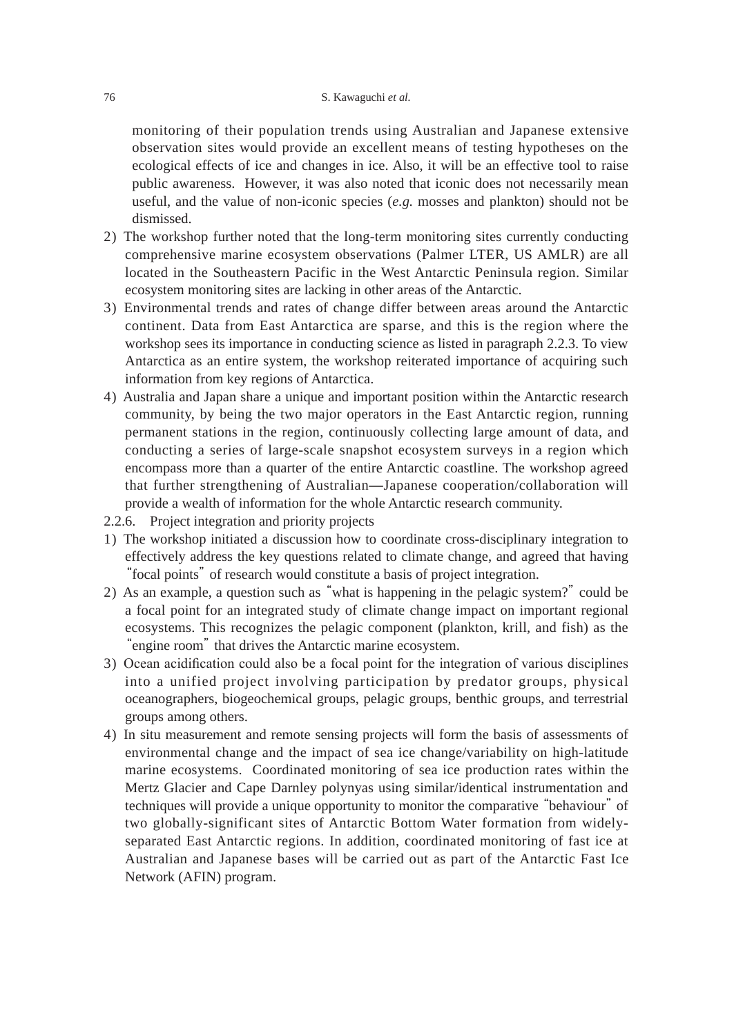monitoring of their population trends using Australian and Japanese extensive observation sites would provide an excellent means of testing hypotheses on the ecological effects of ice and changes in ice. Also, it will be an effective tool to raise public awareness. However, it was also noted that iconic does not necessarily mean useful, and the value of non-iconic species (*e.g.* mosses and plankton) should not be dismissed.

2) The workshop further noted that the long-term monitoring sites currently conducting comprehensive marine ecosystem observations (Palmer LTER, US AMLR) are all located in the Southeastern Pacific in the West Antarctic Peninsula region. Similar ecosystem monitoring sites are lacking in other areas of the Antarctic.

3) Environmental trends and rates of change differ between areas around the Antarctic continent. Data from East Antarctica are sparse, and this is the region where the workshop sees its importance in conducting science as listed in paragraph 2.2.3. To view Antarctica as an entire system, the workshop reiterated importance of acquiring such information from key regions of Antarctica.

4) Australia and Japan share a unique and important position within the Antarctic research community, by being the two major operators in the East Antarctic region, running permanent stations in the region, continuously collecting large amount of data, and conducting a series of large-scale snapshot ecosystem surveys in a region which encompass more than a quarter of the entire Antarctic coastline. The workshop agreed that further strengthening of Australian—Japanese cooperation/collaboration will provide a wealth of information for the whole Antarctic research community.

2.2.6. Project integration and priority projects

1) The workshop initiated a discussion how to coordinate cross-disciplinary integration to effectively address the key questions related to climate change, and agreed that having "focal points" of research would constitute a basis of project integration.

2) As an example, a question such as "what is happening in the pelagic system?" could be a focal point for an integrated study of climate change impact on important regional ecosystems. This recognizes the pelagic component (plankton, krill, and fish) as the "engine room" that drives the Antarctic marine ecosystem.

3) Ocean acidification could also be a focal point for the integration of various disciplines into a unified project involving participation by predator groups, physical oceanographers, biogeochemical groups, pelagic groups, benthic groups, and terrestrial groups among others.

4) In situ measurement and remote sensing projects will form the basis of assessments of environmental change and the impact of sea ice change/variability on high-latitude marine ecosystems. Coordinated monitoring of sea ice production rates within the Mertz Glacier and Cape Darnley polynyas using similar/identical instrumentation and techniques will provide a unique opportunity to monitor the comparative "behaviour" of two globally-significant sites of Antarctic Bottom Water formation from widely-separated East Antarctic regions. In addition, coordinated monitoring of fast ice at Australian and Japanese bases will be carried out as part of the Antarctic Fast Ice Network (AFIN) program.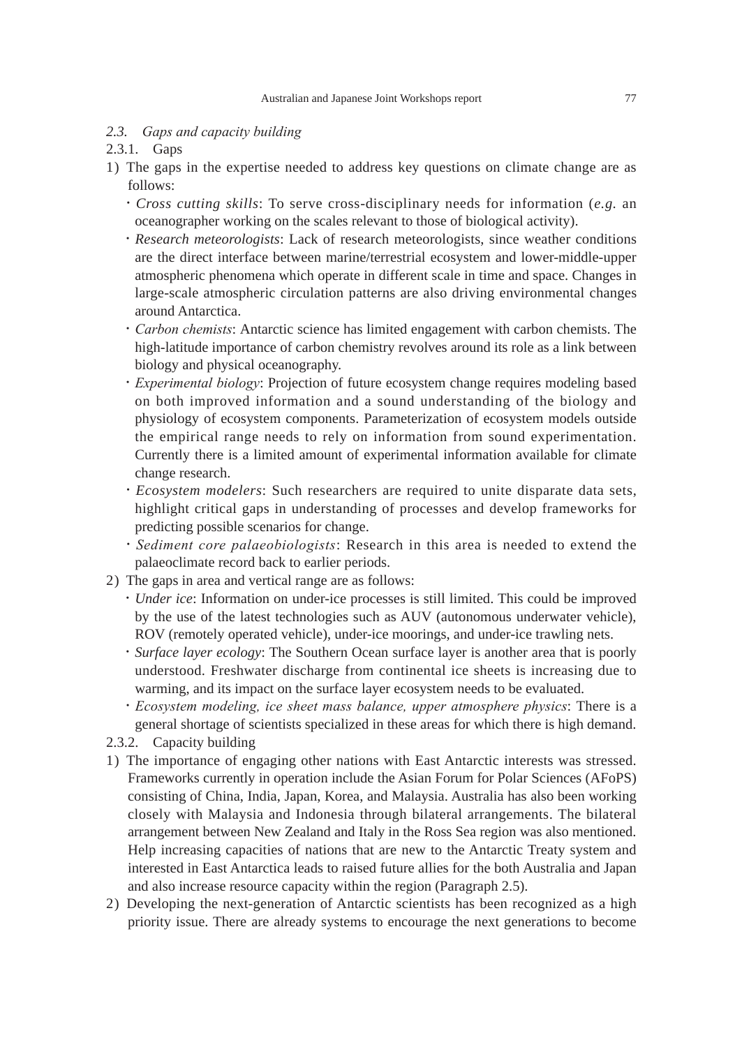### *2.3. Gaps and capacity building*

#### 2.3.1. Gaps

1) The gaps in the expertise needed to address key questions on climate change are as follows:
   - *Cross cutting skills*: To serve cross-disciplinary needs for information (*e.g.* an oceanographer working on the scales relevant to those of biological activity).
   - *Research meteorologists*: Lack of research meteorologists, since weather conditions are the direct interface between marine/terrestrial ecosystem and lower-middle-upper atmospheric phenomena which operate in different scale in time and space. Changes in large-scale atmospheric circulation patterns are also driving environmental changes around Antarctica.
   - *Carbon chemists*: Antarctic science has limited engagement with carbon chemists. The high-latitude importance of carbon chemistry revolves around its role as a link between biology and physical oceanography.
   - *Experimental biology*: Projection of future ecosystem change requires modeling based on both improved information and a sound understanding of the biology and physiology of ecosystem components. Parameterization of ecosystem models outside the empirical range needs to rely on information from sound experimentation. Currently there is a limited amount of experimental information available for climate change research.
   - *Ecosystem modelers*: Such researchers are required to unite disparate data sets, highlight critical gaps in understanding of processes and develop frameworks for predicting possible scenarios for change.
   - *Sediment core palaeobiologists*: Research in this area is needed to extend the palaeoclimate record back to earlier periods.
2) The gaps in area and vertical range are as follows:
   - *Under ice*: Information on under-ice processes is still limited. This could be improved by the use of the latest technologies such as AUV (autonomous underwater vehicle), ROV (remotely operated vehicle), under-ice moorings, and under-ice trawling nets.
   - *Surface layer ecology*: The Southern Ocean surface layer is another area that is poorly understood. Freshwater discharge from continental ice sheets is increasing due to warming, and its impact on the surface layer ecosystem needs to be evaluated.
   - *Ecosystem modeling, ice sheet mass balance, upper atmosphere physics*: There is a general shortage of scientists specialized in these areas for which there is high demand.

#### 2.3.2. Capacity building

1) The importance of engaging other nations with East Antarctic interests was stressed. Frameworks currently in operation include the Asian Forum for Polar Sciences (AFoPS) consisting of China, India, Japan, Korea, and Malaysia. Australia has also been working closely with Malaysia and Indonesia through bilateral arrangements. The bilateral arrangement between New Zealand and Italy in the Ross Sea region was also mentioned. Help increasing capacities of nations that are new to the Antarctic Treaty system and interested in East Antarctica leads to raised future allies for the both Australia and Japan and also increase resource capacity within the region (Paragraph 2.5).
2) Developing the next-generation of Antarctic scientists has been recognized as a high priority issue. There are already systems to encourage the next generations to become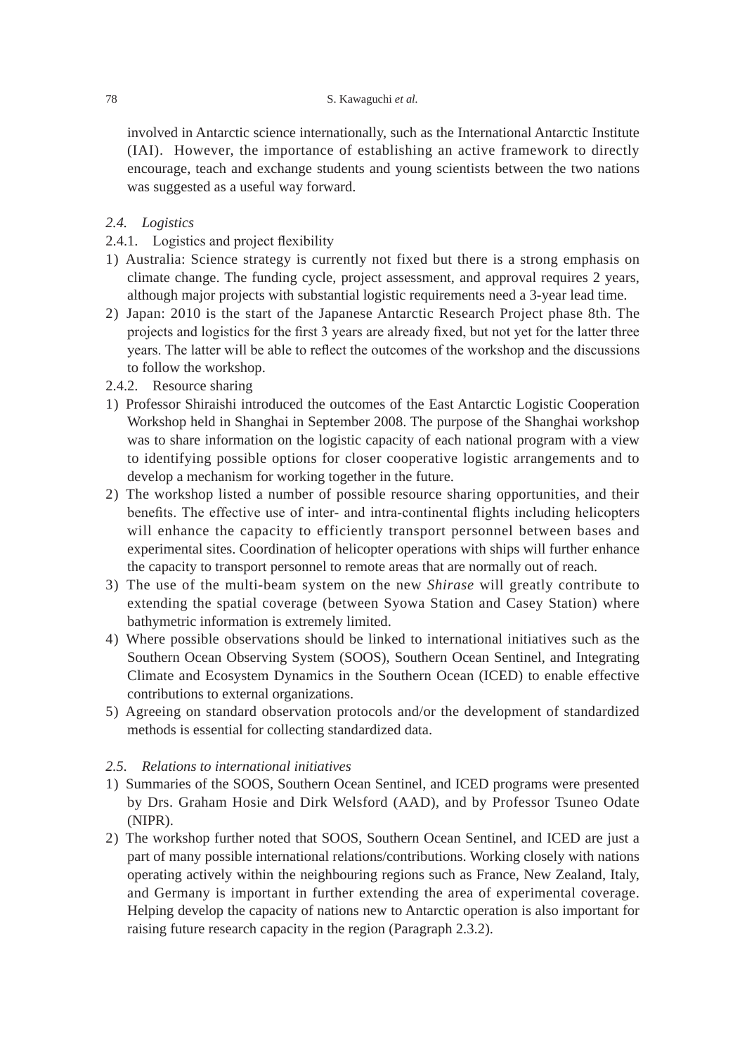involved in Antarctic science internationally, such as the International Antarctic Institute (IAI). However, the importance of establishing an active framework to directly encourage, teach and exchange students and young scientists between the two nations was suggested as a useful way forward.

### *2.4. Logistics*

2.4.1. Logistics and project flexibility

1) Australia: Science strategy is currently not fixed but there is a strong emphasis on climate change. The funding cycle, project assessment, and approval requires 2 years, although major projects with substantial logistic requirements need a 3-year lead time.
2) Japan: 2010 is the start of the Japanese Antarctic Research Project phase 8th. The projects and logistics for the first 3 years are already fixed, but not yet for the latter three years. The latter will be able to reflect the outcomes of the workshop and the discussions to follow the workshop.

2.4.2. Resource sharing

1) Professor Shiraishi introduced the outcomes of the East Antarctic Logistic Cooperation Workshop held in Shanghai in September 2008. The purpose of the Shanghai workshop was to share information on the logistic capacity of each national program with a view to identifying possible options for closer cooperative logistic arrangements and to develop a mechanism for working together in the future.
2) The workshop listed a number of possible resource sharing opportunities, and their benefits. The effective use of inter- and intra-continental flights including helicopters will enhance the capacity to efficiently transport personnel between bases and experimental sites. Coordination of helicopter operations with ships will further enhance the capacity to transport personnel to remote areas that are normally out of reach.
3) The use of the multi-beam system on the new *Shirase* will greatly contribute to extending the spatial coverage (between Syowa Station and Casey Station) where bathymetric information is extremely limited.
4) Where possible observations should be linked to international initiatives such as the Southern Ocean Observing System (SOOS), Southern Ocean Sentinel, and Integrating Climate and Ecosystem Dynamics in the Southern Ocean (ICED) to enable effective contributions to external organizations.
5) Agreeing on standard observation protocols and/or the development of standardized methods is essential for collecting standardized data.

### *2.5. Relations to international initiatives*

1) Summaries of the SOOS, Southern Ocean Sentinel, and ICED programs were presented by Drs. Graham Hosie and Dirk Welsford (AAD), and by Professor Tsuneo Odate (NIPR).
2) The workshop further noted that SOOS, Southern Ocean Sentinel, and ICED are just a part of many possible international relations/contributions. Working closely with nations operating actively within the neighbouring regions such as France, New Zealand, Italy, and Germany is important in further extending the area of experimental coverage. Helping develop the capacity of nations new to Antarctic operation is also important for raising future research capacity in the region (Paragraph 2.3.2).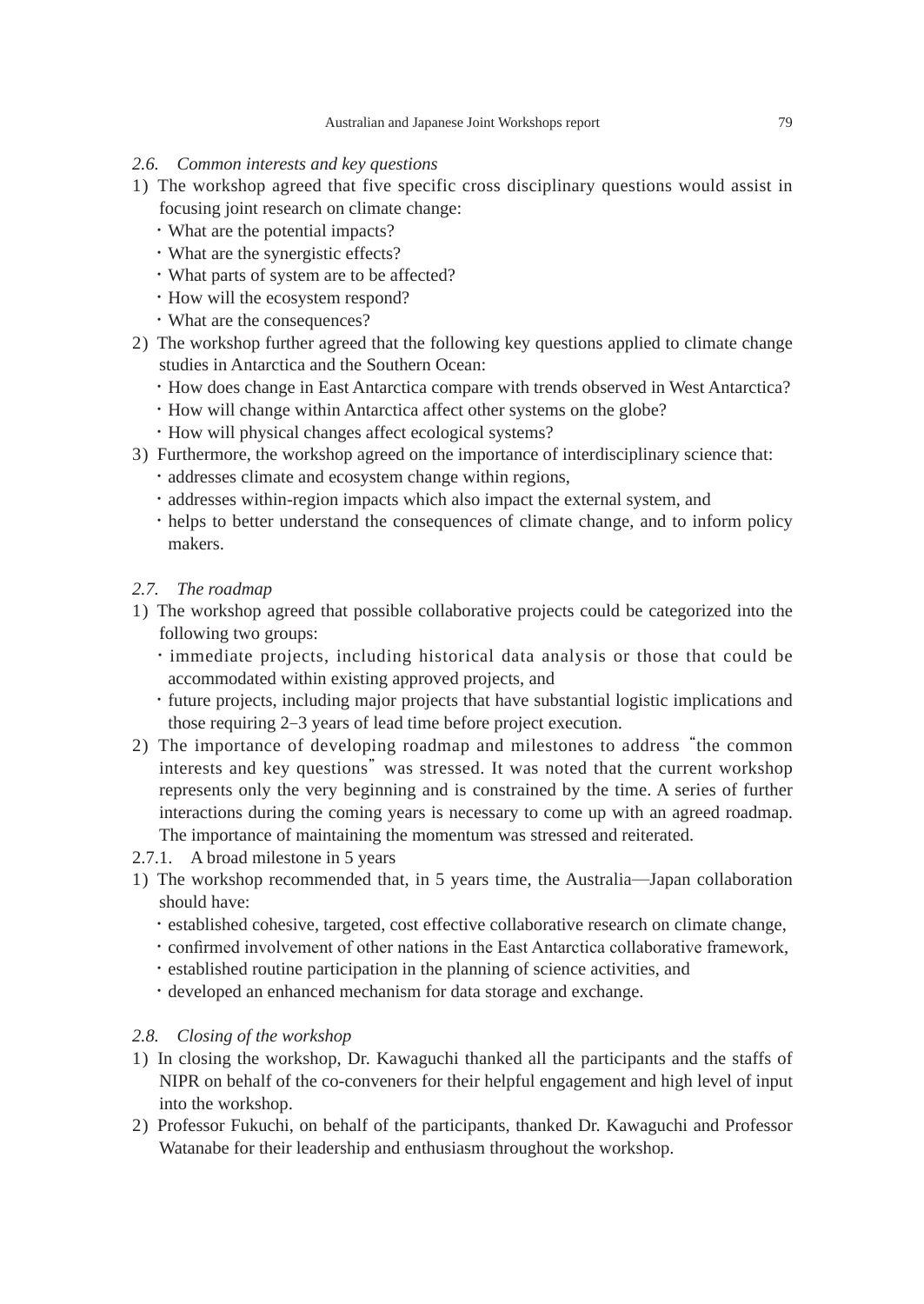### *2.6. Common interests and key questions*

1) The workshop agreed that five specific cross disciplinary questions would assist in focusing joint research on climate change:
   - What are the potential impacts?
   - What are the synergistic effects?
   - What parts of system are to be affected?
   - How will the ecosystem respond?
   - What are the consequences?
2) The workshop further agreed that the following key questions applied to climate change studies in Antarctica and the Southern Ocean:
   - How does change in East Antarctica compare with trends observed in West Antarctica?
   - How will change within Antarctica affect other systems on the globe?
   - How will physical changes affect ecological systems?
3) Furthermore, the workshop agreed on the importance of interdisciplinary science that:
   - addresses climate and ecosystem change within regions,
   - addresses within-region impacts which also impact the external system, and
   - helps to better understand the consequences of climate change, and to inform policy makers.

### *2.7. The roadmap*

1) The workshop agreed that possible collaborative projects could be categorized into the following two groups:
   - immediate projects, including historical data analysis or those that could be accommodated within existing approved projects, and
   - future projects, including major projects that have substantial logistic implications and those requiring 2–3 years of lead time before project execution.
2) The importance of developing roadmap and milestones to address "the common interests and key questions" was stressed. It was noted that the current workshop represents only the very beginning and is constrained by the time. A series of further interactions during the coming years is necessary to come up with an agreed roadmap. The importance of maintaining the momentum was stressed and reiterated.

#### 2.7.1. A broad milestone in 5 years

1) The workshop recommended that, in 5 years time, the Australia—Japan collaboration should have:
   - established cohesive, targeted, cost effective collaborative research on climate change,
   - confirmed involvement of other nations in the East Antarctica collaborative framework,
   - established routine participation in the planning of science activities, and
   - developed an enhanced mechanism for data storage and exchange.

### *2.8. Closing of the workshop*

1) In closing the workshop, Dr. Kawaguchi thanked all the participants and the staffs of NIPR on behalf of the co-conveners for their helpful engagement and high level of input into the workshop.
2) Professor Fukuchi, on behalf of the participants, thanked Dr. Kawaguchi and Professor Watanabe for their leadership and enthusiasm throughout the workshop.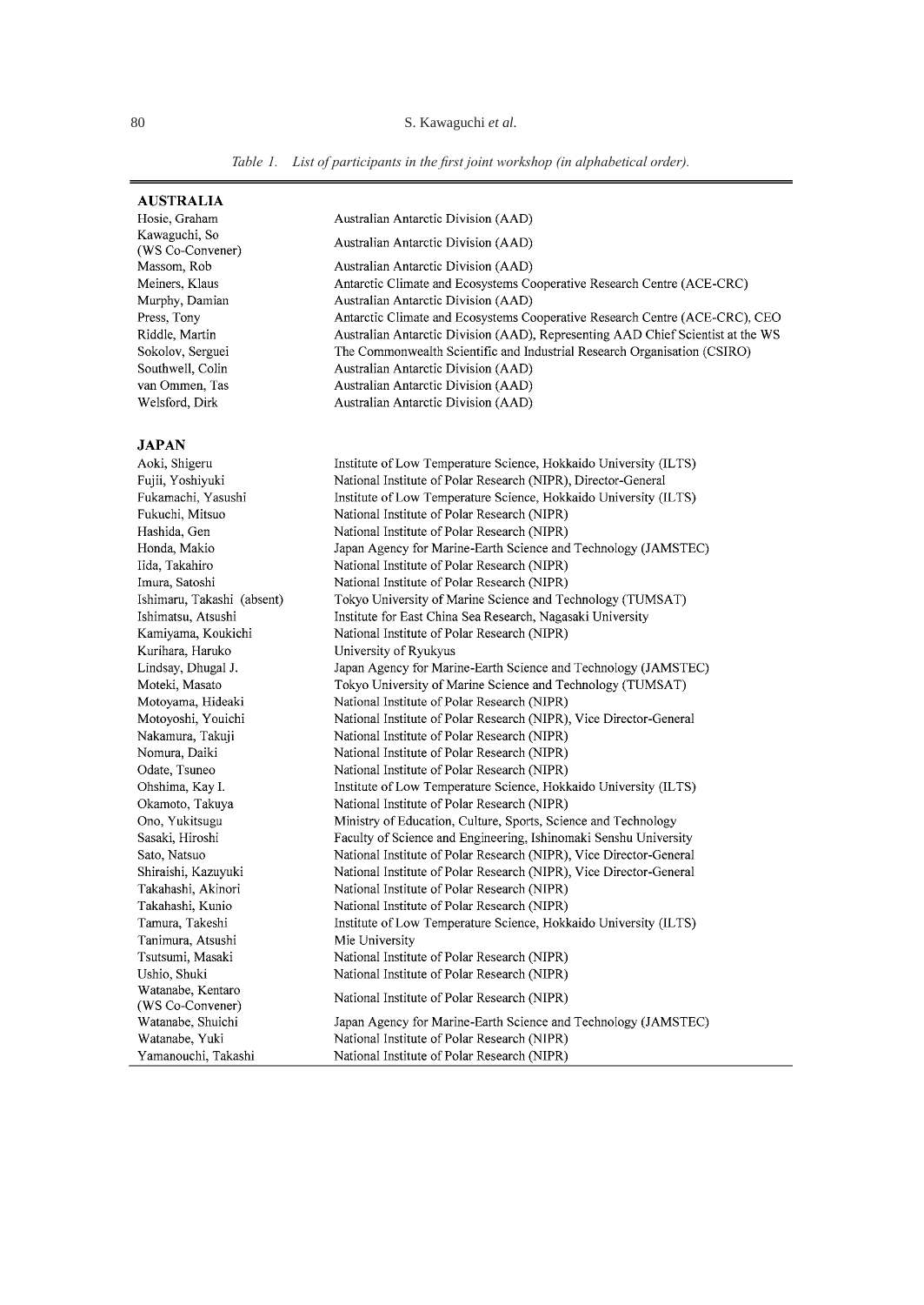*Table 1. List of participants in the first joint workshop (in alphabetical order).*

| | |
|---|---|
| **AUSTRALIA** | |
| Hosie, Graham | Australian Antarctic Division (AAD) |
| Kawaguchi, So (WS Co-Convener) | Australian Antarctic Division (AAD) |
| Massom, Rob | Australian Antarctic Division (AAD) |
| Meiners, Klaus | Antarctic Climate and Ecosystems Cooperative Research Centre (ACE-CRC) |
| Murphy, Damian | Australian Antarctic Division (AAD) |
| Press, Tony | Antarctic Climate and Ecosystems Cooperative Research Centre (ACE-CRC), CEO |
| Riddle, Martin | Australian Antarctic Division (AAD), Representing AAD Chief Scientist at the WS |
| Sokolov, Serguei | The Commonwealth Scientific and Industrial Research Organisation (CSIRO) |
| Southwell, Colin | Australian Antarctic Division (AAD) |
| van Ommen, Tas | Australian Antarctic Division (AAD) |
| Welsford, Dirk | Australian Antarctic Division (AAD) |
| **JAPAN** | |
| Aoki, Shigeru | Institute of Low Temperature Science, Hokkaido University (ILTS) |
| Fujii, Yoshiyuki | National Institute of Polar Research (NIPR), Director-General |
| Fukamachi, Yasushi | Institute of Low Temperature Science, Hokkaido University (ILTS) |
| Fukuchi, Mitsuo | National Institute of Polar Research (NIPR) |
| Hashida, Gen | National Institute of Polar Research (NIPR) |
| Honda, Makio | Japan Agency for Marine-Earth Science and Technology (JAMSTEC) |
| Iida, Takahiro | National Institute of Polar Research (NIPR) |
| Imura, Satoshi | National Institute of Polar Research (NIPR) |
| Ishimaru, Takashi (absent) | Tokyo University of Marine Science and Technology (TUMSAT) |
| Ishimatsu, Atsushi | Institute for East China Sea Research, Nagasaki University |
| Kamiyama, Koukichi | National Institute of Polar Research (NIPR) |
| Kurihara, Haruko | University of Ryukyus |
| Lindsay, Dhugal J. | Japan Agency for Marine-Earth Science and Technology (JAMSTEC) |
| Moteki, Masato | Tokyo University of Marine Science and Technology (TUMSAT) |
| Motoyama, Hideaki | National Institute of Polar Research (NIPR) |
| Motoyoshi, Youichi | National Institute of Polar Research (NIPR), Vice Director-General |
| Nakamura, Takuji | National Institute of Polar Research (NIPR) |
| Nomura, Daiki | National Institute of Polar Research (NIPR) |
| Odate, Tsuneo | National Institute of Polar Research (NIPR) |
| Ohshima, Kay I. | Institute of Low Temperature Science, Hokkaido University (ILTS) |
| Okamoto, Takuya | National Institute of Polar Research (NIPR) |
| Ono, Yukitsugu | Ministry of Education, Culture, Sports, Science and Technology |
| Sasaki, Hiroshi | Faculty of Science and Engineering, Ishinomaki Senshu University |
| Sato, Natsuo | National Institute of Polar Research (NIPR), Vice Director-General |
| Shiraishi, Kazuyuki | National Institute of Polar Research (NIPR), Vice Director-General |
| Takahashi, Akinori | National Institute of Polar Research (NIPR) |
| Takahashi, Kunio | National Institute of Polar Research (NIPR) |
| Tamura, Takeshi | Institute of Low Temperature Science, Hokkaido University (ILTS) |
| Tanimura, Atsushi | Mie University |
| Tsutsumi, Masaki | National Institute of Polar Research (NIPR) |
| Ushio, Shuki | National Institute of Polar Research (NIPR) |
| Watanabe, Kentaro (WS Co-Convener) | National Institute of Polar Research (NIPR) |
| Watanabe, Shuichi | Japan Agency for Marine-Earth Science and Technology (JAMSTEC) |
| Watanabe, Yuki | National Institute of Polar Research (NIPR) |
| Yamanouchi, Takashi | National Institute of Polar Research (NIPR) |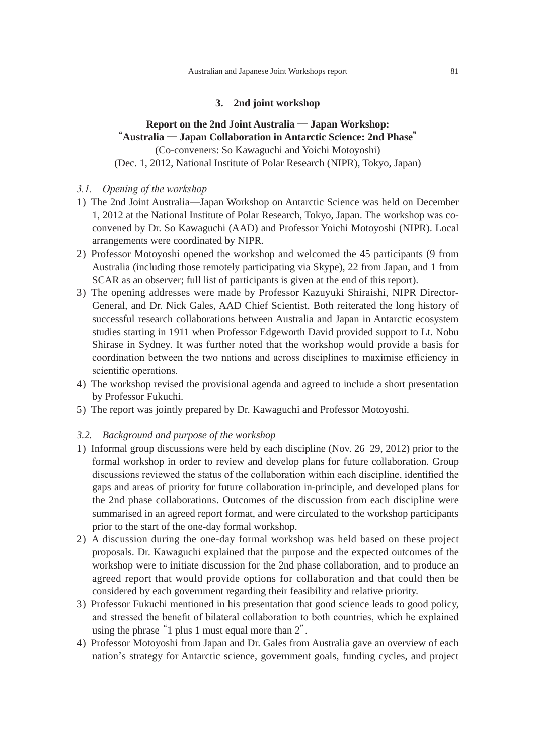## 3. 2nd joint workshop

**Report on the 2nd Joint Australia — Japan Workshop:**
**"Australia — Japan Collaboration in Antarctic Science: 2nd Phase"**
(Co-conveners: So Kawaguchi and Yoichi Motoyoshi)
(Dec. 1, 2012, National Institute of Polar Research (NIPR), Tokyo, Japan)

### *3.1. Opening of the workshop*

1) The 2nd Joint Australia—Japan Workshop on Antarctic Science was held on December 1, 2012 at the National Institute of Polar Research, Tokyo, Japan. The workshop was co-convened by Dr. So Kawaguchi (AAD) and Professor Yoichi Motoyoshi (NIPR). Local arrangements were coordinated by NIPR.
2) Professor Motoyoshi opened the workshop and welcomed the 45 participants (9 from Australia (including those remotely participating via Skype), 22 from Japan, and 1 from SCAR as an observer; full list of participants is given at the end of this report).
3) The opening addresses were made by Professor Kazuyuki Shiraishi, NIPR Director-General, and Dr. Nick Gales, AAD Chief Scientist. Both reiterated the long history of successful research collaborations between Australia and Japan in Antarctic ecosystem studies starting in 1911 when Professor Edgeworth David provided support to Lt. Nobu Shirase in Sydney. It was further noted that the workshop would provide a basis for coordination between the two nations and across disciplines to maximise efficiency in scientific operations.
4) The workshop revised the provisional agenda and agreed to include a short presentation by Professor Fukuchi.
5) The report was jointly prepared by Dr. Kawaguchi and Professor Motoyoshi.

### *3.2. Background and purpose of the workshop*

1) Informal group discussions were held by each discipline (Nov. 26–29, 2012) prior to the formal workshop in order to review and develop plans for future collaboration. Group discussions reviewed the status of the collaboration within each discipline, identified the gaps and areas of priority for future collaboration in-principle, and developed plans for the 2nd phase collaborations. Outcomes of the discussion from each discipline were summarised in an agreed report format, and were circulated to the workshop participants prior to the start of the one-day formal workshop.
2) A discussion during the one-day formal workshop was held based on these project proposals. Dr. Kawaguchi explained that the purpose and the expected outcomes of the workshop were to initiate discussion for the 2nd phase collaboration, and to produce an agreed report that would provide options for collaboration and that could then be considered by each government regarding their feasibility and relative priority.
3) Professor Fukuchi mentioned in his presentation that good science leads to good policy, and stressed the benefit of bilateral collaboration to both countries, which he explained using the phrase "1 plus 1 must equal more than 2".
4) Professor Motoyoshi from Japan and Dr. Gales from Australia gave an overview of each nation's strategy for Antarctic science, government goals, funding cycles, and project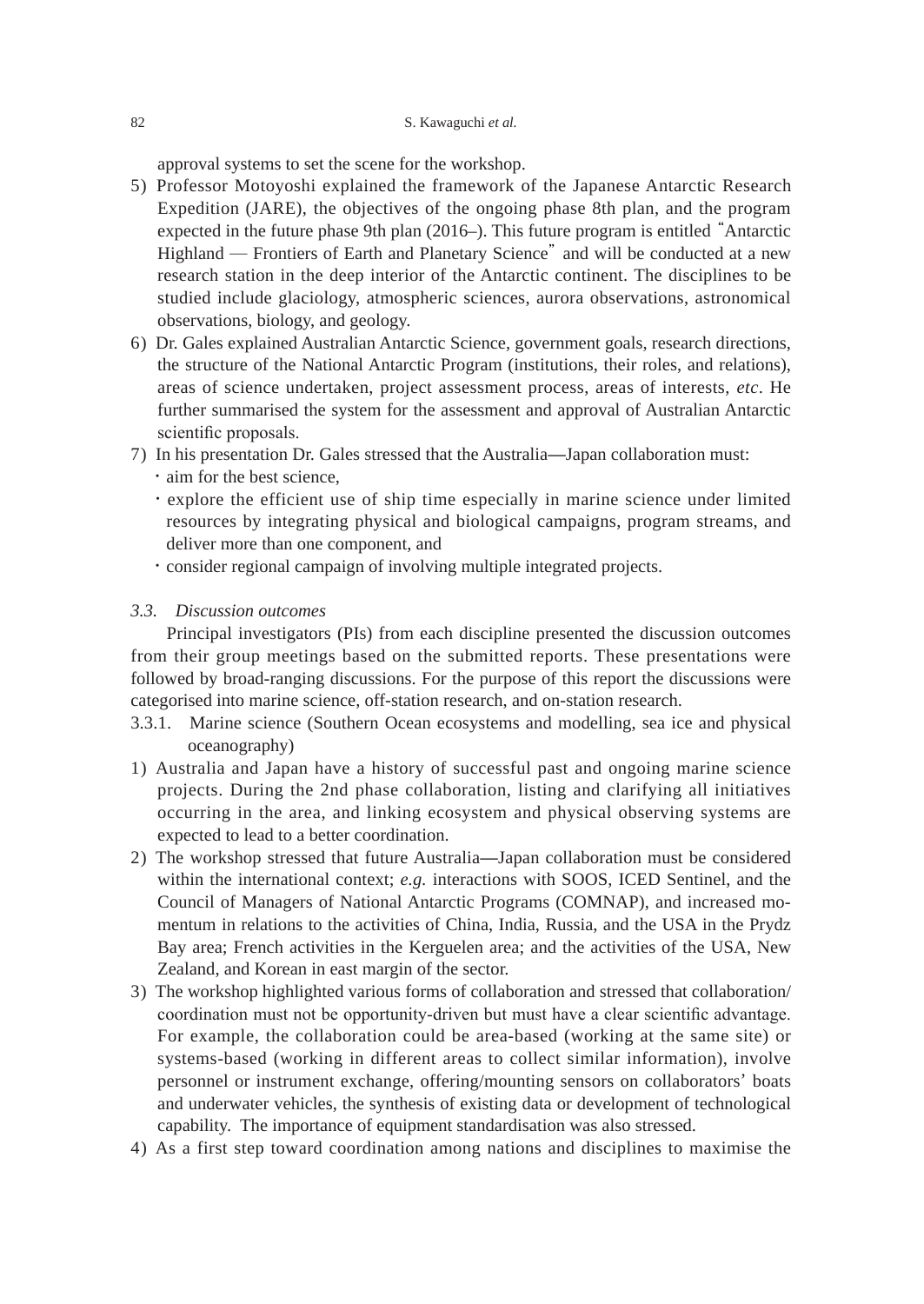approval systems to set the scene for the workshop.

5) Professor Motoyoshi explained the framework of the Japanese Antarctic Research Expedition (JARE), the objectives of the ongoing phase 8th plan, and the program expected in the future phase 9th plan (2016–). This future program is entitled "Antarctic Highland — Frontiers of Earth and Planetary Science" and will be conducted at a new research station in the deep interior of the Antarctic continent. The disciplines to be studied include glaciology, atmospheric sciences, aurora observations, astronomical observations, biology, and geology.

6) Dr. Gales explained Australian Antarctic Science, government goals, research directions, the structure of the National Antarctic Program (institutions, their roles, and relations), areas of science undertaken, project assessment process, areas of interests, *etc*. He further summarised the system for the assessment and approval of Australian Antarctic scientific proposals.

7) In his presentation Dr. Gales stressed that the Australia—Japan collaboration must:
   - aim for the best science,
   - explore the efficient use of ship time especially in marine science under limited resources by integrating physical and biological campaigns, program streams, and deliver more than one component, and
   - consider regional campaign of involving multiple integrated projects.

### *3.3. Discussion outcomes*

Principal investigators (PIs) from each discipline presented the discussion outcomes from their group meetings based on the submitted reports. These presentations were followed by broad-ranging discussions. For the purpose of this report the discussions were categorised into marine science, off-station research, and on-station research.

#### 3.3.1. Marine science (Southern Ocean ecosystems and modelling, sea ice and physical oceanography)

1) Australia and Japan have a history of successful past and ongoing marine science projects. During the 2nd phase collaboration, listing and clarifying all initiatives occurring in the area, and linking ecosystem and physical observing systems are expected to lead to a better coordination.

2) The workshop stressed that future Australia—Japan collaboration must be considered within the international context; *e.g.* interactions with SOOS, ICED Sentinel, and the Council of Managers of National Antarctic Programs (COMNAP), and increased momentum in relations to the activities of China, India, Russia, and the USA in the Prydz Bay area; French activities in the Kerguelen area; and the activities of the USA, New Zealand, and Korean in east margin of the sector.

3) The workshop highlighted various forms of collaboration and stressed that collaboration/coordination must not be opportunity-driven but must have a clear scientific advantage. For example, the collaboration could be area-based (working at the same site) or systems-based (working in different areas to collect similar information), involve personnel or instrument exchange, offering/mounting sensors on collaborators' boats and underwater vehicles, the synthesis of existing data or development of technological capability. The importance of equipment standardisation was also stressed.

4) As a first step toward coordination among nations and disciplines to maximise the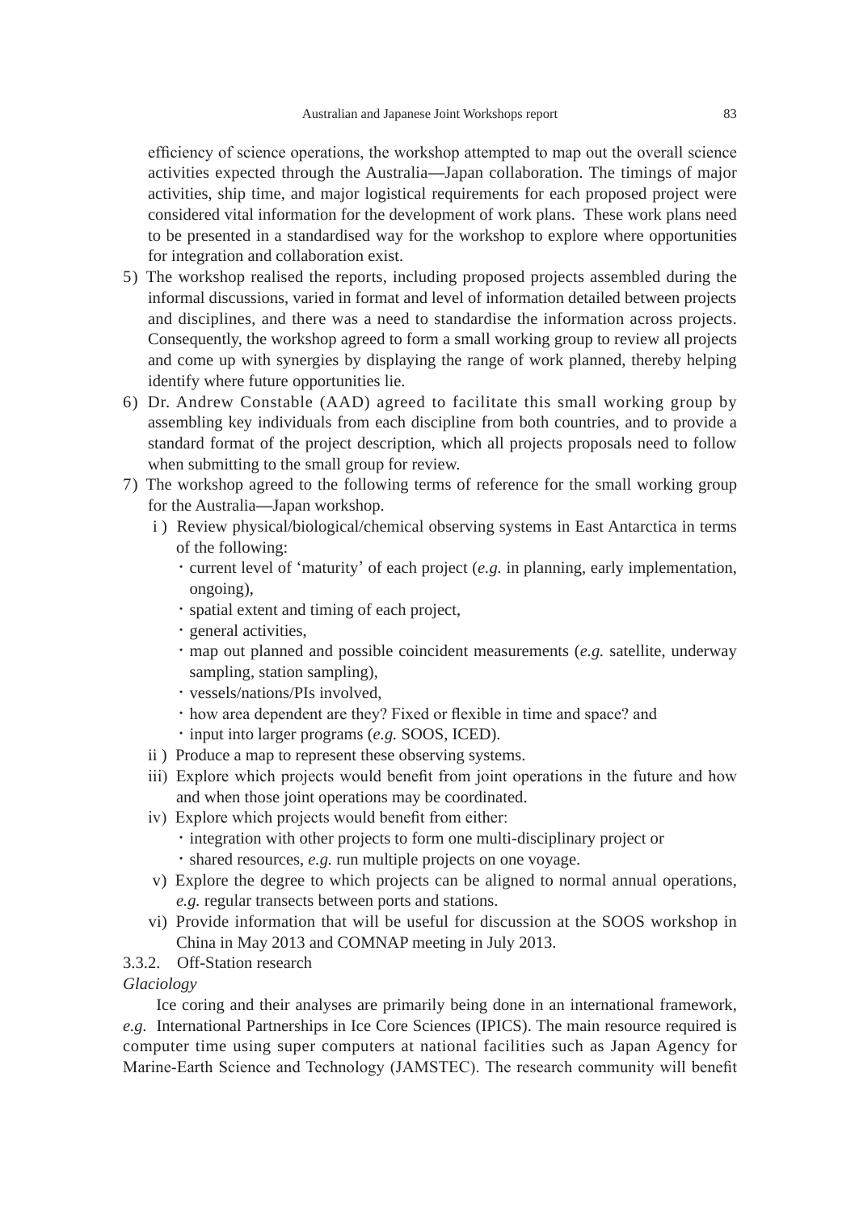efficiency of science operations, the workshop attempted to map out the overall science activities expected through the Australia—Japan collaboration. The timings of major activities, ship time, and major logistical requirements for each proposed project were considered vital information for the development of work plans. These work plans need to be presented in a standardised way for the workshop to explore where opportunities for integration and collaboration exist.

5) The workshop realised the reports, including proposed projects assembled during the informal discussions, varied in format and level of information detailed between projects and disciplines, and there was a need to standardise the information across projects. Consequently, the workshop agreed to form a small working group to review all projects and come up with synergies by displaying the range of work planned, thereby helping identify where future opportunities lie.
6) Dr. Andrew Constable (AAD) agreed to facilitate this small working group by assembling key individuals from each discipline from both countries, and to provide a standard format of the project description, which all projects proposals need to follow when submitting to the small group for review.
7) The workshop agreed to the following terms of reference for the small working group for the Australia—Japan workshop.
   - i ) Review physical/biological/chemical observing systems in East Antarctica in terms of the following:
     - ・current level of 'maturity' of each project (*e.g.* in planning, early implementation, ongoing),
     - ・spatial extent and timing of each project,
     - ・general activities,
     - ・map out planned and possible coincident measurements (*e.g.* satellite, underway sampling, station sampling),
     - ・vessels/nations/PIs involved,
     - ・how area dependent are they? Fixed or flexible in time and space? and
     - ・input into larger programs (*e.g.* SOOS, ICED).
   - ii ) Produce a map to represent these observing systems.
   - iii) Explore which projects would benefit from joint operations in the future and how and when those joint operations may be coordinated.
   - iv) Explore which projects would benefit from either:
     - ・integration with other projects to form one multi-disciplinary project or
     - ・shared resources, *e.g.* run multiple projects on one voyage.
   - v) Explore the degree to which projects can be aligned to normal annual operations, *e.g.* regular transects between ports and stations.
   - vi) Provide information that will be useful for discussion at the SOOS workshop in China in May 2013 and COMNAP meeting in July 2013.

3.3.2. Off-Station research

*Glaciology*

Ice coring and their analyses are primarily being done in an international framework, *e.g.* International Partnerships in Ice Core Sciences (IPICS). The main resource required is computer time using super computers at national facilities such as Japan Agency for Marine-Earth Science and Technology (JAMSTEC). The research community will benefit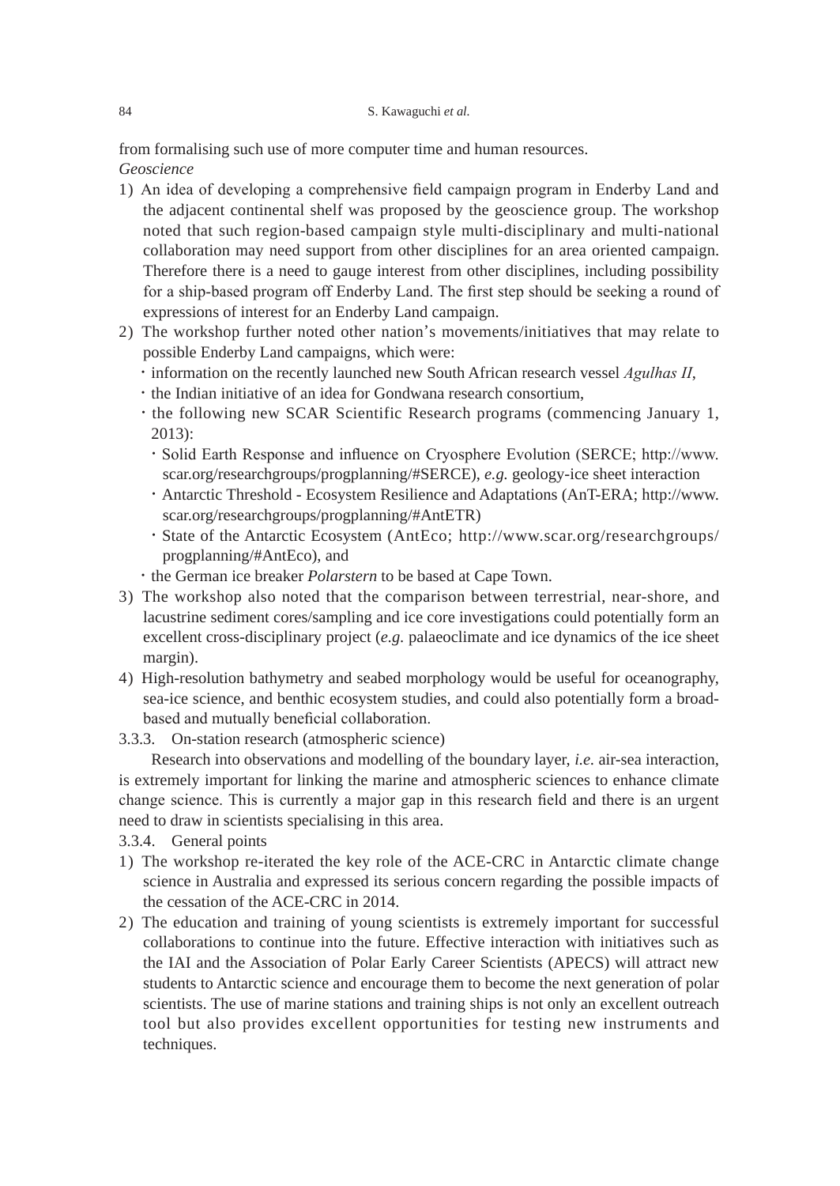from formalising such use of more computer time and human resources.

*Geoscience*

1) An idea of developing a comprehensive field campaign program in Enderby Land and the adjacent continental shelf was proposed by the geoscience group. The workshop noted that such region-based campaign style multi-disciplinary and multi-national collaboration may need support from other disciplines for an area oriented campaign. Therefore there is a need to gauge interest from other disciplines, including possibility for a ship-based program off Enderby Land. The first step should be seeking a round of expressions of interest for an Enderby Land campaign.
2) The workshop further noted other nation's movements/initiatives that may relate to possible Enderby Land campaigns, which were:
   - information on the recently launched new South African research vessel *Agulhas II*,
   - the Indian initiative of an idea for Gondwana research consortium,
   - the following new SCAR Scientific Research programs (commencing January 1, 2013):
     - Solid Earth Response and influence on Cryosphere Evolution (SERCE; http://www.scar.org/researchgroups/progplanning/#SERCE), *e.g.* geology-ice sheet interaction
     - Antarctic Threshold - Ecosystem Resilience and Adaptations (AnT-ERA; http://www.scar.org/researchgroups/progplanning/#AntETR)
     - State of the Antarctic Ecosystem (AntEco; http://www.scar.org/researchgroups/progplanning/#AntEco), and
   - the German ice breaker *Polarstern* to be based at Cape Town.
3) The workshop also noted that the comparison between terrestrial, near-shore, and lacustrine sediment cores/sampling and ice core investigations could potentially form an excellent cross-disciplinary project (*e.g.* palaeoclimate and ice dynamics of the ice sheet margin).
4) High-resolution bathymetry and seabed morphology would be useful for oceanography, sea-ice science, and benthic ecosystem studies, and could also potentially form a broad-based and mutually beneficial collaboration.

### 3.3.3. On-station research (atmospheric science)

Research into observations and modelling of the boundary layer, *i.e.* air-sea interaction, is extremely important for linking the marine and atmospheric sciences to enhance climate change science. This is currently a major gap in this research field and there is an urgent need to draw in scientists specialising in this area.

### 3.3.4. General points

1) The workshop re-iterated the key role of the ACE-CRC in Antarctic climate change science in Australia and expressed its serious concern regarding the possible impacts of the cessation of the ACE-CRC in 2014.
2) The education and training of young scientists is extremely important for successful collaborations to continue into the future. Effective interaction with initiatives such as the IAI and the Association of Polar Early Career Scientists (APECS) will attract new students to Antarctic science and encourage them to become the next generation of polar scientists. The use of marine stations and training ships is not only an excellent outreach tool but also provides excellent opportunities for testing new instruments and techniques.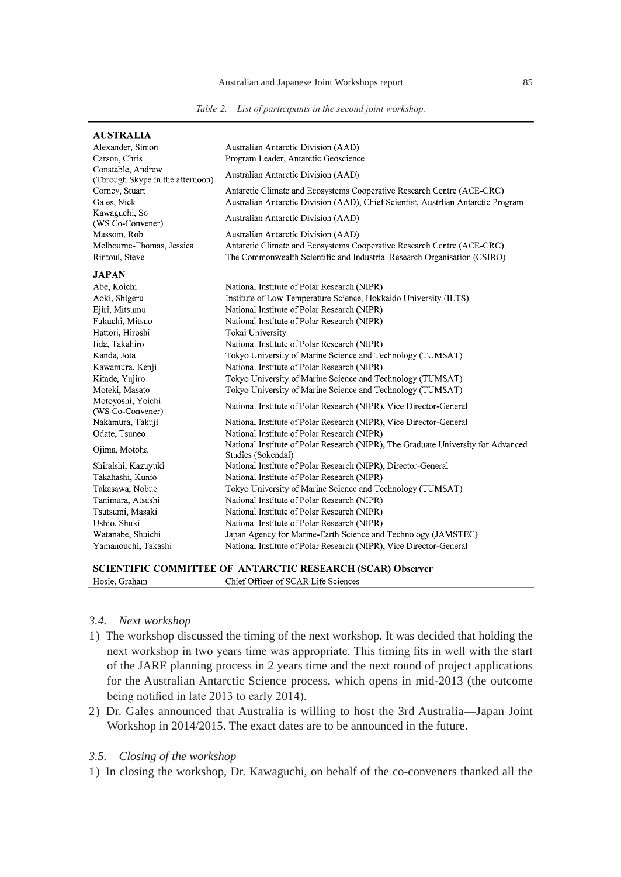Table 2. List of participants in the second joint workshop.

| | |
|---|---|
| **AUSTRALIA** | |
| Alexander, Simon | Australian Antarctic Division (AAD) |
| Carson, Chris | Program Leader, Antarctic Geoscience |
| Constable, Andrew (Through Skype in the afternoon) | Australian Antarctic Division (AAD) |
| Corney, Stuart | Antarctic Climate and Ecosystems Cooperative Research Centre (ACE-CRC) |
| Gales, Nick | Australian Antarctic Division (AAD), Chief Scientist, Austrlian Antarctic Program |
| Kawaguchi, So (WS Co-Convener) | Australian Antarctic Division (AAD) |
| Massom, Rob | Australian Antarctic Division (AAD) |
| Melbourne-Thomas, Jessica | Antarctic Climate and Ecosystems Cooperative Research Centre (ACE-CRC) |
| Rintoul, Steve | The Commonwealth Scientific and Industrial Research Organisation (CSIRO) |
| **JAPAN** | |
| Abe, Koichi | National Institute of Polar Research (NIPR) |
| Aoki, Shigeru | Institute of Low Temperature Science, Hokkaido University (ILTS) |
| Ejiri, Mitsumu | National Institute of Polar Research (NIPR) |
| Fukuchi, Mitsuo | National Institute of Polar Research (NIPR) |
| Hattori, Hiroshi | Tokai University |
| Iida, Takahiro | National Institute of Polar Research (NIPR) |
| Kanda, Jota | Tokyo University of Marine Science and Technology (TUMSAT) |
| Kawamura, Kenji | National Institute of Polar Research (NIPR) |
| Kitade, Yujiro | Tokyo University of Marine Science and Technology (TUMSAT) |
| Moteki, Masato | Tokyo University of Marine Science and Technology (TUMSAT) |
| Motoyoshi, Yoichi (WS Co-Convener) | National Institute of Polar Research (NIPR), Vice Director-General |
| Nakamura, Takuji | National Institute of Polar Research (NIPR), Vice Director-General |
| Odate, Tsuneo | National Institute of Polar Research (NIPR) |
| Ojima, Motoha | National Institute of Polar Research (NIPR), The Graduate University for Advanced Studies (Sokendai) |
| Shiraishi, Kazuyuki | National Institute of Polar Research (NIPR), Director-General |
| Takahashi, Kunio | National Institute of Polar Research (NIPR) |
| Takasawa, Nobue | Tokyo University of Marine Science and Technology (TUMSAT) |
| Tanimura, Atsushi | National Institute of Polar Research (NIPR) |
| Tsutsumi, Masaki | National Institute of Polar Research (NIPR) |
| Ushio, Shuki | National Institute of Polar Research (NIPR) |
| Watanabe, Shuichi | Japan Agency for Marine-Earth Science and Technology (JAMSTEC) |
| Yamanouchi, Takashi | National Institute of Polar Research (NIPR), Vice Director-General |
| **SCIENTIFIC COMMITTEE OF ANTARCTIC RESEARCH (SCAR) Observer** | |
| Hosie, Graham | Chief Officer of SCAR Life Sciences |

### 3.4. *Next workshop*

1) The workshop discussed the timing of the next workshop. It was decided that holding the next workshop in two years time was appropriate. This timing fits in well with the start of the JARE planning process in 2 years time and the next round of project applications for the Australian Antarctic Science process, which opens in mid-2013 (the outcome being notified in late 2013 to early 2014).
2) Dr. Gales announced that Australia is willing to host the 3rd Australia—Japan Joint Workshop in 2014/2015. The exact dates are to be announced in the future.

### 3.5. *Closing of the workshop*

1) In closing the workshop, Dr. Kawaguchi, on behalf of the co-conveners thanked all the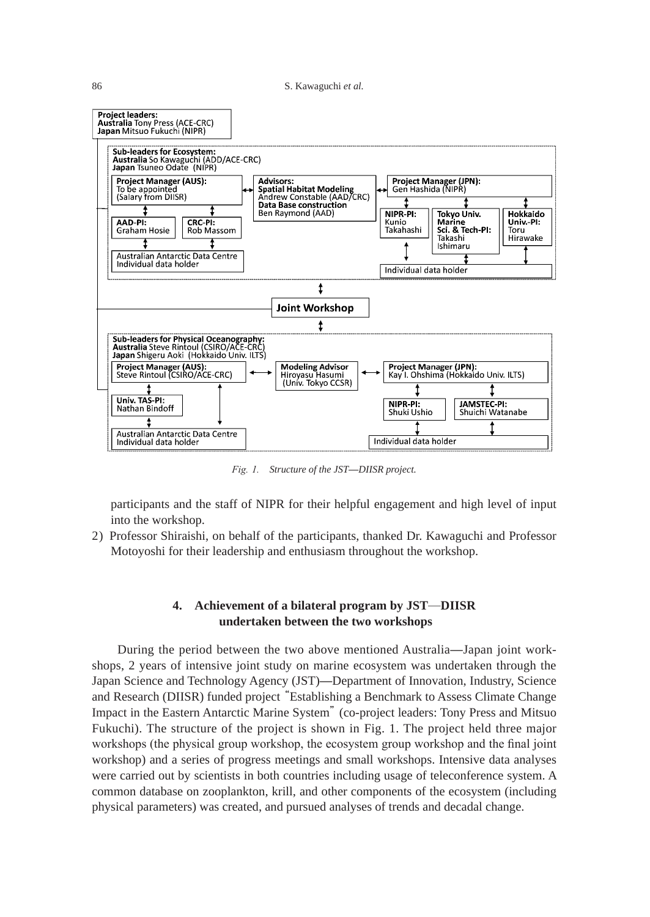**Project leaders:**
**Australia** Tony Press (ACE-CRC)
**Japan** Mitsuo Fukuchi (NIPR)

**Sub-leaders for Ecosystem:**
**Australia** So Kawaguchi (ADD/ACE-CRC)
**Japan** Tsuneo Odate (NIPR)

**Project Manager (AUS):** To be appointed (Salary from DIISR)

**Advisors:**
**Spatial Habitat Modeling** Andrew Constable (AAD/CRC)
**Data Base construction** Ben Raymond (AAD)

**Project Manager (JPN):** Gen Hashida (NIPR)

**AAD-PI:** Graham Hosie

**CRC-PI:** Rob Massom

Australian Antarctic Data Centre Individual data holder

**NIPR-PI:** Kunio Takahashi

**Tokyo Univ. Marine Sci. & Tech-PI:** Takashi Ishimaru

**Hokkaido Univ.-PI:** Toru Hirawake

Individual data holder

**Joint Workshop**

**Sub-leaders for Physical Oceanography:**
**Australia** Steve Rintoul (CSIRO/ACE-CRC)
**Japan** Shigeru Aoki (Hokkaido Univ. ILTS)

**Project Manager (AUS):** Steve Rintoul (CSIRO/ACE-CRC)

**Modeling Advisor** Hiroyasu Hasumi (Univ. Tokyo CCSR)

**Project Manager (JPN):** Kay I. Ohshima (Hokkaido Univ. ILTS)

**Univ. TAS-PI:** Nathan Bindoff

**NIPR-PI:** Shuki Ushio

**JAMSTEC-PI:** Shuichi Watanabe

Australian Antarctic Data Centre Individual data holder

Individual data holder

*Fig. 1. Structure of the JST—DIISR project.*

participants and the staff of NIPR for their helpful engagement and high level of input into the workshop.

2) Professor Shiraishi, on behalf of the participants, thanked Dr. Kawaguchi and Professor Motoyoshi for their leadership and enthusiasm throughout the workshop.

## 4. Achievement of a bilateral program by JST—DIISR undertaken between the two workshops

During the period between the two above mentioned Australia—Japan joint workshops, 2 years of intensive joint study on marine ecosystem was undertaken through the Japan Science and Technology Agency (JST)—Department of Innovation, Industry, Science and Research (DIISR) funded project "Establishing a Benchmark to Assess Climate Change Impact in the Eastern Antarctic Marine System" (co-project leaders: Tony Press and Mitsuo Fukuchi). The structure of the project is shown in Fig. 1. The project held three major workshops (the physical group workshop, the ecosystem group workshop and the final joint workshop) and a series of progress meetings and small workshops. Intensive data analyses were carried out by scientists in both countries including usage of teleconference system. A common database on zooplankton, krill, and other components of the ecosystem (including physical parameters) was created, and pursued analyses of trends and decadal change.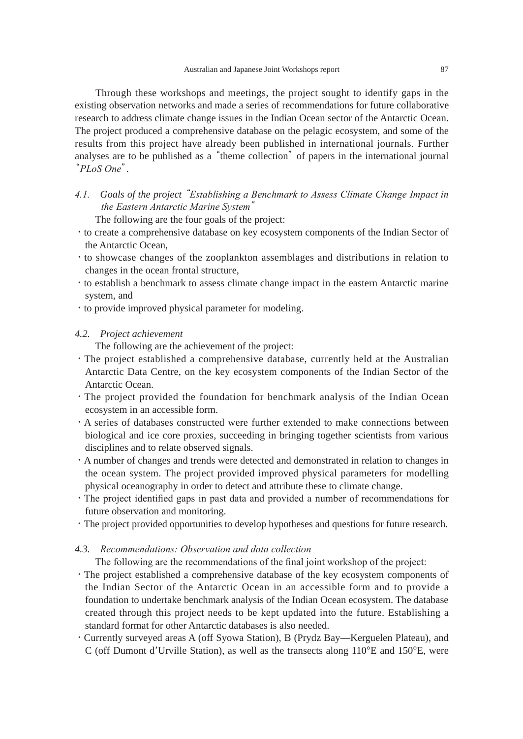Through these workshops and meetings, the project sought to identify gaps in the existing observation networks and made a series of recommendations for future collaborative research to address climate change issues in the Indian Ocean sector of the Antarctic Ocean. The project produced a comprehensive database on the pelagic ecosystem, and some of the results from this project have already been published in international journals. Further analyses are to be published as a "theme collection" of papers in the international journal "*PLoS One*".

### *4.1. Goals of the project "Establishing a Benchmark to Assess Climate Change Impact in the Eastern Antarctic Marine System"*

The following are the four goals of the project:

- to create a comprehensive database on key ecosystem components of the Indian Sector of the Antarctic Ocean,
- to showcase changes of the zooplankton assemblages and distributions in relation to changes in the ocean frontal structure,
- to establish a benchmark to assess climate change impact in the eastern Antarctic marine system, and
- to provide improved physical parameter for modeling.

### *4.2. Project achievement*

The following are the achievement of the project:

- The project established a comprehensive database, currently held at the Australian Antarctic Data Centre, on the key ecosystem components of the Indian Sector of the Antarctic Ocean.
- The project provided the foundation for benchmark analysis of the Indian Ocean ecosystem in an accessible form.
- A series of databases constructed were further extended to make connections between biological and ice core proxies, succeeding in bringing together scientists from various disciplines and to relate observed signals.
- A number of changes and trends were detected and demonstrated in relation to changes in the ocean system. The project provided improved physical parameters for modelling physical oceanography in order to detect and attribute these to climate change.
- The project identified gaps in past data and provided a number of recommendations for future observation and monitoring.
- The project provided opportunities to develop hypotheses and questions for future research.

### *4.3. Recommendations: Observation and data collection*

The following are the recommendations of the final joint workshop of the project:

- The project established a comprehensive database of the key ecosystem components of the Indian Sector of the Antarctic Ocean in an accessible form and to provide a foundation to undertake benchmark analysis of the Indian Ocean ecosystem. The database created through this project needs to be kept updated into the future. Establishing a standard format for other Antarctic databases is also needed.
- Currently surveyed areas A (off Syowa Station), B (Prydz Bay—Kerguelen Plateau), and C (off Dumont d'Urville Station), as well as the transects along 110°E and 150°E, were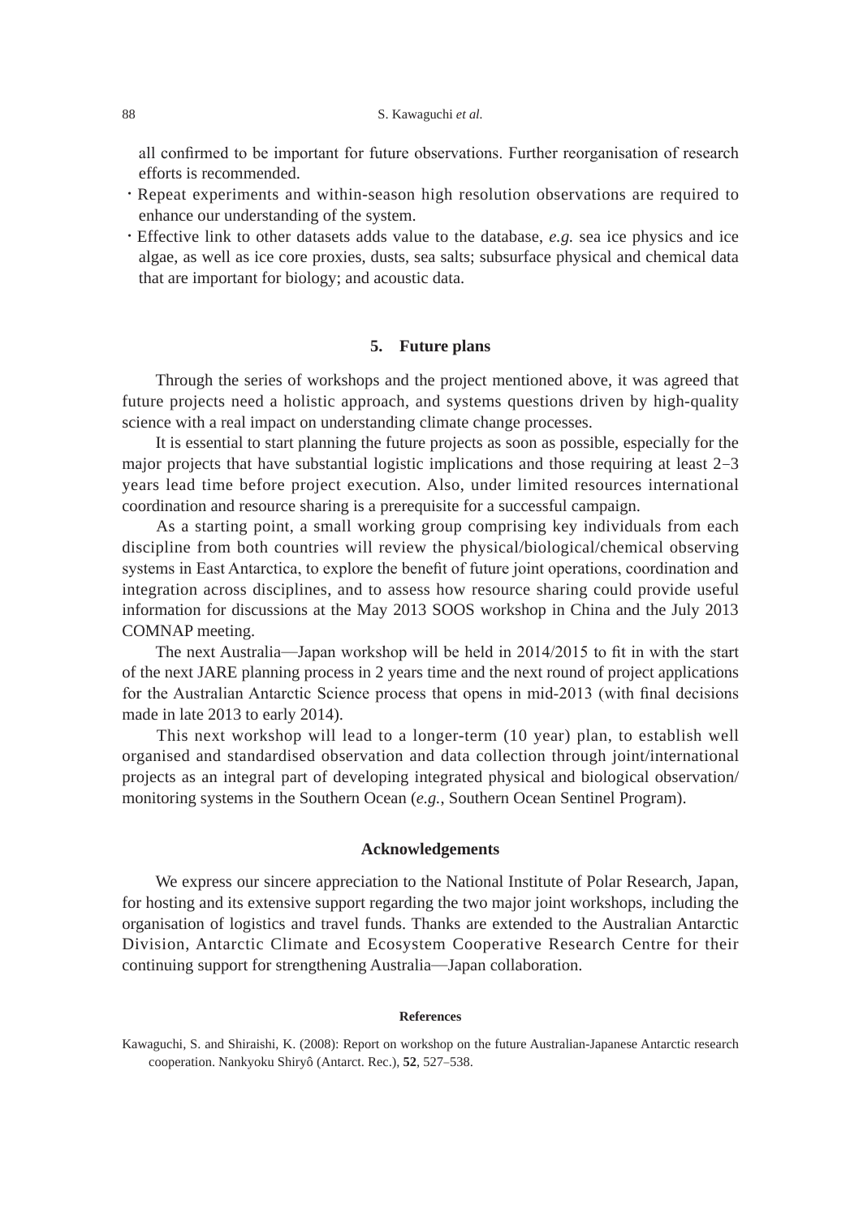all confirmed to be important for future observations. Further reorganisation of research efforts is recommended.

- Repeat experiments and within-season high resolution observations are required to enhance our understanding of the system.
- Effective link to other datasets adds value to the database, *e.g.* sea ice physics and ice algae, as well as ice core proxies, dusts, sea salts; subsurface physical and chemical data that are important for biology; and acoustic data.

## 5. Future plans

Through the series of workshops and the project mentioned above, it was agreed that future projects need a holistic approach, and systems questions driven by high-quality science with a real impact on understanding climate change processes.

It is essential to start planning the future projects as soon as possible, especially for the major projects that have substantial logistic implications and those requiring at least 2–3 years lead time before project execution. Also, under limited resources international coordination and resource sharing is a prerequisite for a successful campaign.

As a starting point, a small working group comprising key individuals from each discipline from both countries will review the physical/biological/chemical observing systems in East Antarctica, to explore the benefit of future joint operations, coordination and integration across disciplines, and to assess how resource sharing could provide useful information for discussions at the May 2013 SOOS workshop in China and the July 2013 COMNAP meeting.

The next Australia—Japan workshop will be held in 2014/2015 to fit in with the start of the next JARE planning process in 2 years time and the next round of project applications for the Australian Antarctic Science process that opens in mid-2013 (with final decisions made in late 2013 to early 2014).

This next workshop will lead to a longer-term (10 year) plan, to establish well organised and standardised observation and data collection through joint/international projects as an integral part of developing integrated physical and biological observation/monitoring systems in the Southern Ocean (*e.g.*, Southern Ocean Sentinel Program).

## Acknowledgements

We express our sincere appreciation to the National Institute of Polar Research, Japan, for hosting and its extensive support regarding the two major joint workshops, including the organisation of logistics and travel funds. Thanks are extended to the Australian Antarctic Division, Antarctic Climate and Ecosystem Cooperative Research Centre for their continuing support for strengthening Australia—Japan collaboration.

### References

Kawaguchi, S. and Shiraishi, K. (2008): Report on workshop on the future Australian-Japanese Antarctic research cooperation. Nankyoku Shiryô (Antarct. Rec.), **52**, 527–538.